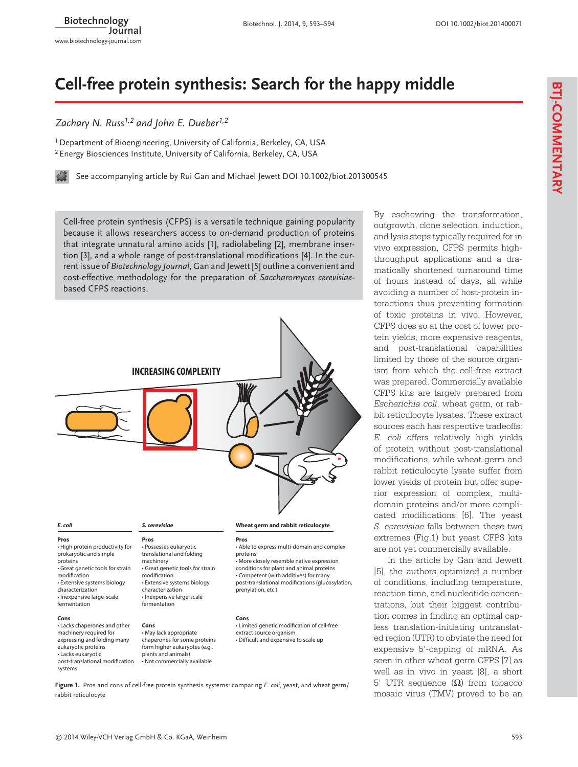# Cell-free protein synthesis: Search for the happy middle

*Zachary N. Russ[1,2] and John E. Dueber[1,2]*

[1] Department of Bioengineering, University of California, Berkeley, CA, USA
[2] Energy Biosciences Institute, University of California, Berkeley, CA, USA

See accompanying article by Rui Gan and Michael Jewett DOI 10.1002/biot.201300545

Cell-free protein synthesis (CFPS) is a versatile technique gaining popularity because it allows researchers access to on-demand production of proteins that integrate unnatural amino acids [1], radiolabeling [2], membrane insertion [3], and a whole range of post-translational modifications [4]. In the current issue of *Biotechnology Journal*, Gan and Jewett [5] outline a convenient and cost-effective methodology for the preparation of *Saccharomyces cerevisiae*-based CFPS reactions.

INCREASING COMPLEXITY

| *E. coli* | *S. cerevisiae* | Wheat germ and rabbit reticulocyte |
|---|---|---|
| **Pros**<br>• High protein productivity for prokaryotic and simple proteins<br>• Great genetic tools for strain modification<br>• Extensive systems biology characterization<br>• Inexpensive large-scale fermentation | **Pros**<br>• Possesses eukaryotic translational and folding machinery<br>• Great genetic tools for strain modification<br>• Extensive systems biology characterization<br>• Inexpensive large-scale fermentation | **Pros**<br>• Able to express multi-domain and complex proteins<br>• More closely resemble native expression conditions for plant and animal proteins<br>• Competent (with additives) for many post-translational modifications (glucosylation, prenylation, etc.) |
| **Cons**<br>• Lacks chaperones and other machinery required for expressing and folding many eukaryotic proteins<br>• Lacks eukaryotic post-translational modification systems | **Cons**<br>• May lack appropriate chaperones for some proteins form higher eukaryotes (e.g., plants and animals)<br>• Not commercially available | **Cons**<br>• Limited genetic modification of cell-free extract source organism<br>• Difficult and expensive to scale up |

**Figure 1.** Pros and cons of cell-free protein synthesis systems: comparing *E. coli*, yeast, and wheat germ/rabbit reticulocyte

By eschewing the transformation, outgrowth, clone selection, induction, and lysis steps typically required for in vivo expression, CFPS permits high-throughput applications and a dramatically shortened turnaround time of hours instead of days, all while avoiding a number of host-protein interactions thus preventing formation of toxic proteins in vivo. However, CFPS does so at the cost of lower protein yields, more expensive reagents, and post-translational capabilities limited by those of the source organism from which the cell-free extract was prepared. Commercially available CFPS kits are largely prepared from *Escherichia coli*, wheat germ, or rabbit reticulocyte lysates. These extract sources each has respective tradeoffs: *E. coli* offers relatively high yields of protein without post-translational modifications, while wheat germ and rabbit reticulocyte lysate suffer from lower yields of protein but offer superior expression of complex, multi-domain proteins and/or more complicated modifications [6]. The yeast *S. cerevisiae* falls between these two extremes (Fig.1) but yeast CFPS kits are not yet commercially available.

In the article by Gan and Jewett [5], the authors optimized a number of conditions, including temperature, reaction time, and nucleotide concentrations, but their biggest contribution comes in finding an optimal capless translation-initiating untranslated region (UTR) to obviate the need for expensive 5'-capping of mRNA. As seen in other wheat germ CFPS [7] as well as in vivo in yeast [8], a short 5' UTR sequence (Ω) from tobacco mosaic virus (TMV) proved to be an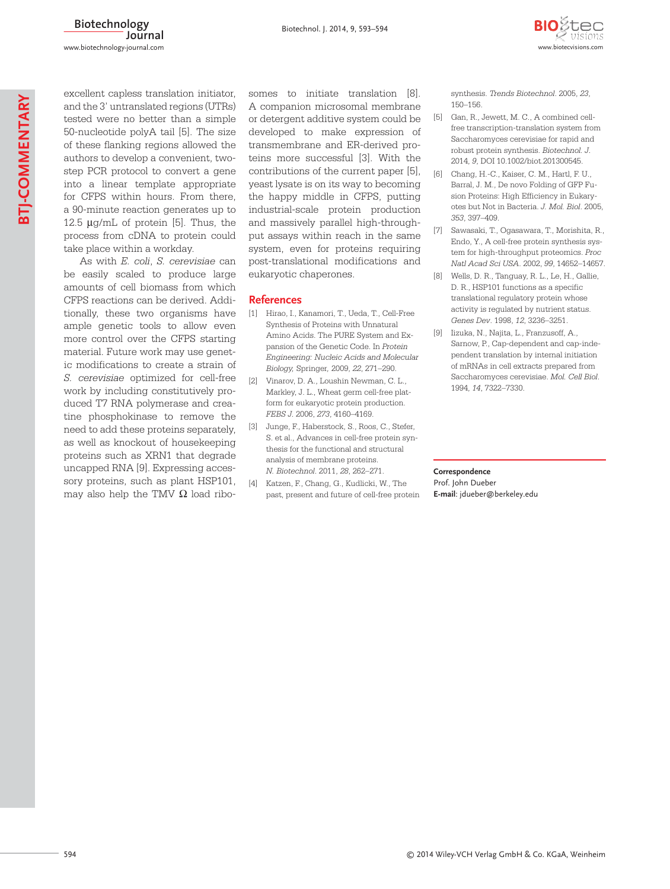excellent capless translation initiator, and the 3′ untranslated regions (UTRs) tested were no better than a simple 50-nucleotide polyA tail [5]. The size of these flanking regions allowed the authors to develop a convenient, two-step PCR protocol to convert a gene into a linear template appropriate for CFPS within hours. From there, a 90-minute reaction generates up to 12.5 μg/mL of protein [5]. Thus, the process from cDNA to protein could take place within a workday.

As with *E. coli*, *S. cerevisiae* can be easily scaled to produce large amounts of cell biomass from which CFPS reactions can be derived. Additionally, these two organisms have ample genetic tools to allow even more control over the CFPS starting material. Future work may use genetic modifications to create a strain of *S. cerevisiae* optimized for cell-free work by including constitutively produced T7 RNA polymerase and creatine phosphokinase to remove the need to add these proteins separately, as well as knockout of housekeeping proteins such as XRN1 that degrade uncapped RNA [9]. Expressing accessory proteins, such as plant HSP101, may also help the TMV Ω load ribosomes to initiate translation [8]. A companion microsomal membrane or detergent additive system could be developed to make expression of transmembrane and ER-derived proteins more successful [3]. With the contributions of the current paper [5], yeast lysate is on its way to becoming the happy middle in CFPS, putting industrial-scale protein production and massively parallel high-throughput assays within reach in the same system, even for proteins requiring post-translational modifications and eukaryotic chaperones.

## References

[1] Hirao, I., Kanamori, T., Ueda, T., Cell-Free Synthesis of Proteins with Unnatural Amino Acids. The PURE System and Expansion of the Genetic Code. In *Protein Engineering: Nucleic Acids and Molecular Biology,* Springer, 2009, *22*, 271–290.

[2] Vinarov, D. A., Loushin Newman, C. L., Markley, J. L., Wheat germ cell-free platform for eukaryotic protein production. *FEBS J.* 2006, *273*, 4160–4169.

[3] Junge, F., Haberstock, S., Roos, C., Stefer, S. et al., Advances in cell-free protein synthesis for the functional and structural analysis of membrane proteins. *N. Biotechnol.* 2011, *28*, 262–271.

[4] Katzen, F., Chang, G., Kudlicki, W., The past, present and future of cell-free protein synthesis. *Trends Biotechnol.* 2005, *23*, 150–156.

[5] Gan, R., Jewett, M. C., A combined cell-free transcription-translation system from Saccharomyces cerevisiae for rapid and robust protein synthesis. *Biotechnol. J.* 2014, *9*, DOI 10.1002/biot.201300545.

[6] Chang, H.-C., Kaiser, C. M., Hartl, F. U., Barral, J. M., De novo Folding of GFP Fusion Proteins: High Efficiency in Eukaryotes but Not in Bacteria. *J. Mol. Biol.* 2005, *353*, 397–409.

[7] Sawasaki, T., Ogasawara, T., Morishita, R., Endo, Y., A cell-free protein synthesis system for high-throughput proteomics. *Proc Natl Acad Sci USA.* 2002, *99*, 14652–14657.

[8] Wells, D. R., Tanguay, R. L., Le, H., Gallie, D. R., HSP101 functions as a specific translational regulatory protein whose activity is regulated by nutrient status. *Genes Dev.* 1998, *12*, 3236–3251.

[9] Iizuka, N., Najita, L., Franzusoff, A., Sarnow, P., Cap-dependent and cap-independent translation by internal initiation of mRNAs in cell extracts prepared from Saccharomyces cerevisiae. *Mol. Cell Biol.* 1994, *14*, 7322–7330.

**Correspondence**
Prof. John Dueber
**E-mail**: jdueber@berkeley.edu